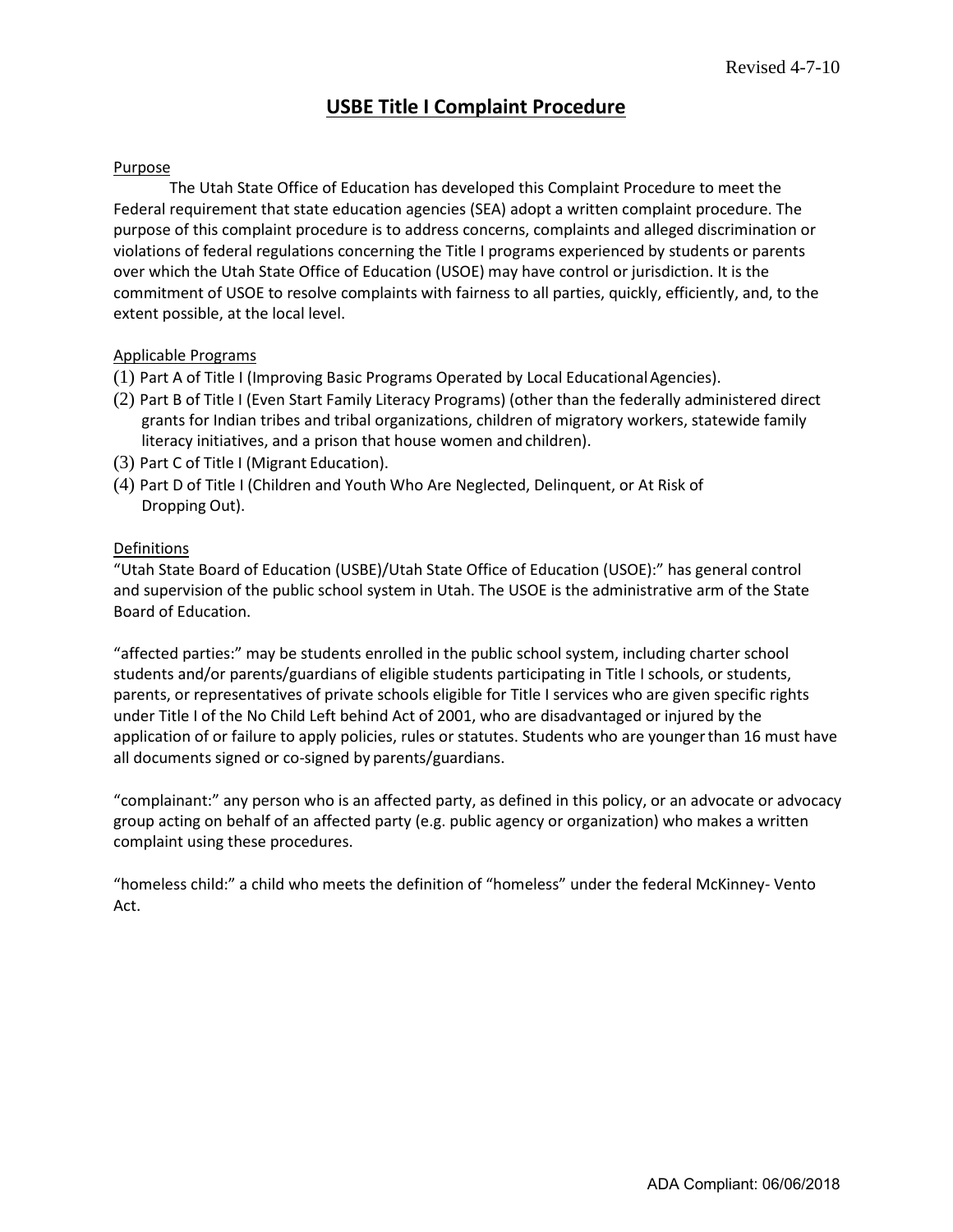Revised 4-7-10

# USBE Title I Complaint Procedure

## Purpose

The Utah State Office of Education has developed this Complaint Procedure to meet the Federal requirement that state education agencies (SEA) adopt a written complaint procedure. The purpose of this complaint procedure is to address concerns, complaints and alleged discrimination or violations of federal regulations concerning the Title I programs experienced by students or parents over which the Utah State Office of Education (USOE) may have control or jurisdiction. It is the commitment of USOE to resolve complaints with fairness to all parties, quickly, efficiently, and, to the extent possible, at the local level.

## Applicable Programs

(1) Part A of Title I (Improving Basic Programs Operated by Local Educational Agencies).
(2) Part B of Title I (Even Start Family Literacy Programs) (other than the federally administered direct grants for Indian tribes and tribal organizations, children of migratory workers, statewide family literacy initiatives, and a prison that house women and children).
(3) Part C of Title I (Migrant Education).
(4) Part D of Title I (Children and Youth Who Are Neglected, Delinquent, or At Risk of Dropping Out).

## Definitions

"Utah State Board of Education (USBE)/Utah State Office of Education (USOE):" has general control and supervision of the public school system in Utah. The USOE is the administrative arm of the State Board of Education.

"affected parties:" may be students enrolled in the public school system, including charter school students and/or parents/guardians of eligible students participating in Title I schools, or students, parents, or representatives of private schools eligible for Title I services who are given specific rights under Title I of the No Child Left behind Act of 2001, who are disadvantaged or injured by the application of or failure to apply policies, rules or statutes. Students who are younger than 16 must have all documents signed or co-signed by parents/guardians.

"complainant:" any person who is an affected party, as defined in this policy, or an advocate or advocacy group acting on behalf of an affected party (e.g. public agency or organization) who makes a written complaint using these procedures.

"homeless child:" a child who meets the definition of "homeless" under the federal McKinney- Vento Act.

ADA Compliant: 06/06/2018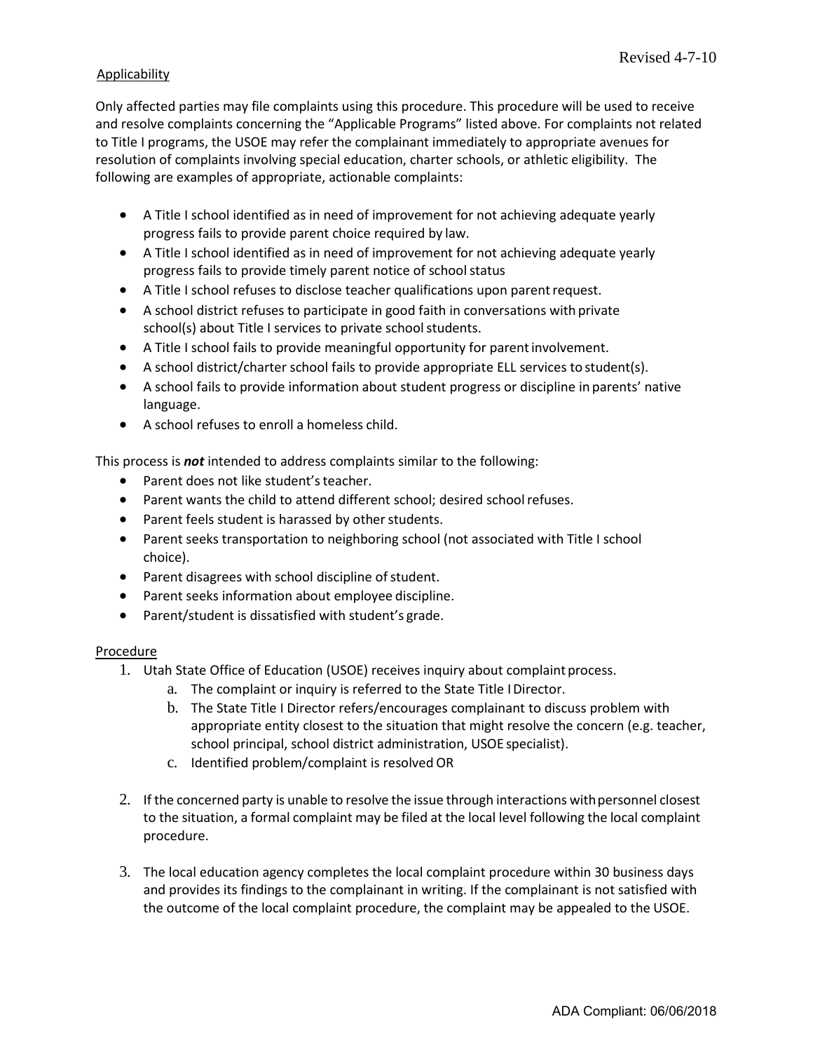Applicability

Only affected parties may file complaints using this procedure. This procedure will be used to receive and resolve complaints concerning the "Applicable Programs" listed above. For complaints not related to Title I programs, the USOE may refer the complainant immediately to appropriate avenues for resolution of complaints involving special education, charter schools, or athletic eligibility. The following are examples of appropriate, actionable complaints:

- A Title I school identified as in need of improvement for not achieving adequate yearly progress fails to provide parent choice required by law.
- A Title I school identified as in need of improvement for not achieving adequate yearly progress fails to provide timely parent notice of school status
- A Title I school refuses to disclose teacher qualifications upon parent request.
- A school district refuses to participate in good faith in conversations with private school(s) about Title I services to private school students.
- A Title I school fails to provide meaningful opportunity for parent involvement.
- A school district/charter school fails to provide appropriate ELL services to student(s).
- A school fails to provide information about student progress or discipline in parents' native language.
- A school refuses to enroll a homeless child.

This process is ***not*** intended to address complaints similar to the following:

- Parent does not like student's teacher.
- Parent wants the child to attend different school; desired school refuses.
- Parent feels student is harassed by other students.
- Parent seeks transportation to neighboring school (not associated with Title I school choice).
- Parent disagrees with school discipline of student.
- Parent seeks information about employee discipline.
- Parent/student is dissatisfied with student's grade.

Procedure

1. Utah State Office of Education (USOE) receives inquiry about complaint process.
   a. The complaint or inquiry is referred to the State Title I Director.
   b. The State Title I Director refers/encourages complainant to discuss problem with appropriate entity closest to the situation that might resolve the concern (e.g. teacher, school principal, school district administration, USOE specialist).
   c. Identified problem/complaint is resolved OR

2. If the concerned party is unable to resolve the issue through interactions with personnel closest to the situation, a formal complaint may be filed at the local level following the local complaint procedure.

3. The local education agency completes the local complaint procedure within 30 business days and provides its findings to the complainant in writing. If the complainant is not satisfied with the outcome of the local complaint procedure, the complaint may be appealed to the USOE.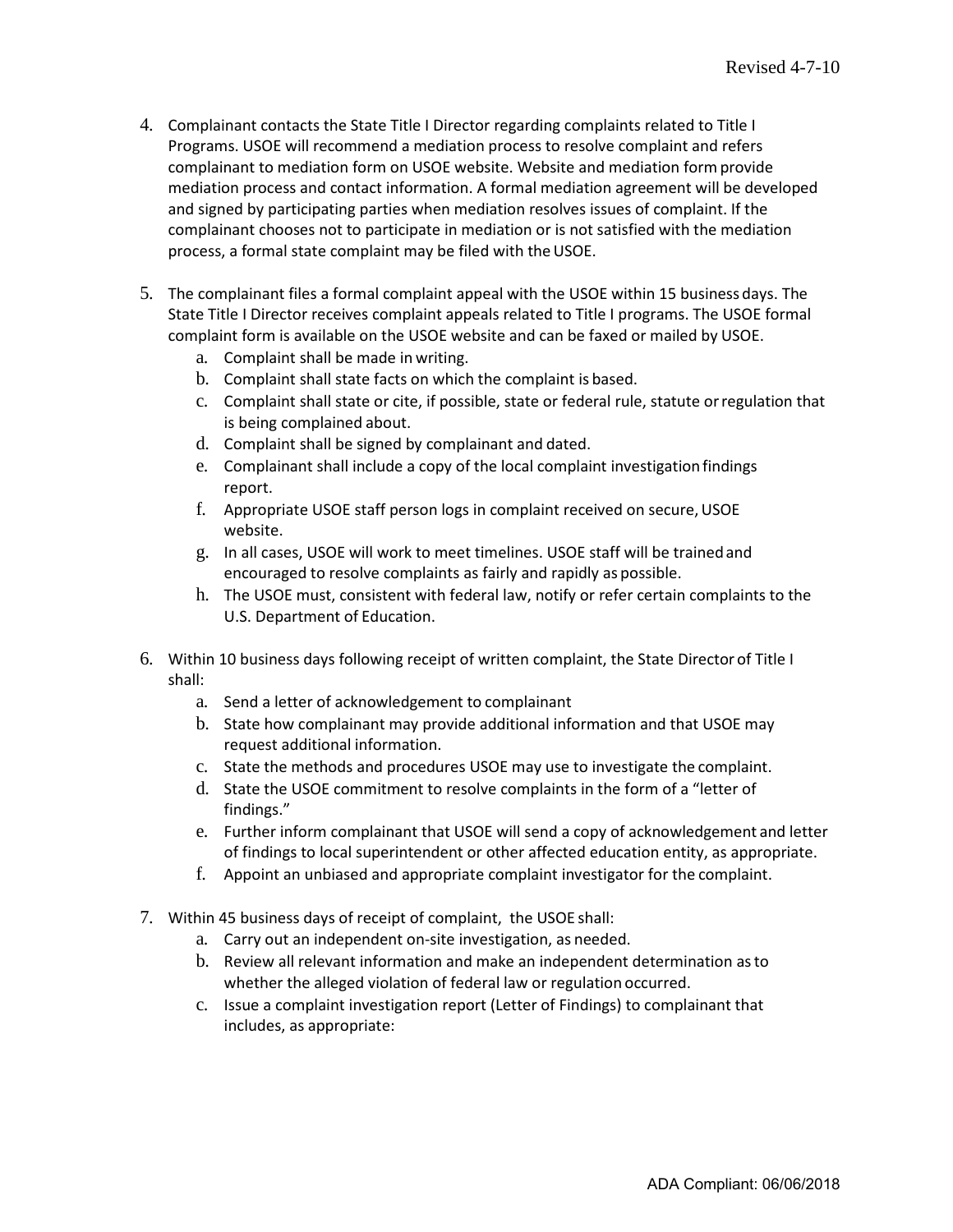4. Complainant contacts the State Title I Director regarding complaints related to Title I Programs. USOE will recommend a mediation process to resolve complaint and refers complainant to mediation form on USOE website. Website and mediation form provide mediation process and contact information. A formal mediation agreement will be developed and signed by participating parties when mediation resolves issues of complaint. If the complainant chooses not to participate in mediation or is not satisfied with the mediation process, a formal state complaint may be filed with the USOE.

5. The complainant files a formal complaint appeal with the USOE within 15 business days. The State Title I Director receives complaint appeals related to Title I programs. The USOE formal complaint form is available on the USOE website and can be faxed or mailed by USOE.
   a. Complaint shall be made in writing.
   b. Complaint shall state facts on which the complaint is based.
   c. Complaint shall state or cite, if possible, state or federal rule, statute or regulation that is being complained about.
   d. Complaint shall be signed by complainant and dated.
   e. Complainant shall include a copy of the local complaint investigation findings report.
   f. Appropriate USOE staff person logs in complaint received on secure, USOE website.
   g. In all cases, USOE will work to meet timelines. USOE staff will be trained and encouraged to resolve complaints as fairly and rapidly as possible.
   h. The USOE must, consistent with federal law, notify or refer certain complaints to the U.S. Department of Education.

6. Within 10 business days following receipt of written complaint, the State Director of Title I shall:
   a. Send a letter of acknowledgement to complainant
   b. State how complainant may provide additional information and that USOE may request additional information.
   c. State the methods and procedures USOE may use to investigate the complaint.
   d. State the USOE commitment to resolve complaints in the form of a "letter of findings."
   e. Further inform complainant that USOE will send a copy of acknowledgement and letter of findings to local superintendent or other affected education entity, as appropriate.
   f. Appoint an unbiased and appropriate complaint investigator for the complaint.

7. Within 45 business days of receipt of complaint, the USOE shall:
   a. Carry out an independent on-site investigation, as needed.
   b. Review all relevant information and make an independent determination as to whether the alleged violation of federal law or regulation occurred.
   c. Issue a complaint investigation report (Letter of Findings) to complainant that includes, as appropriate: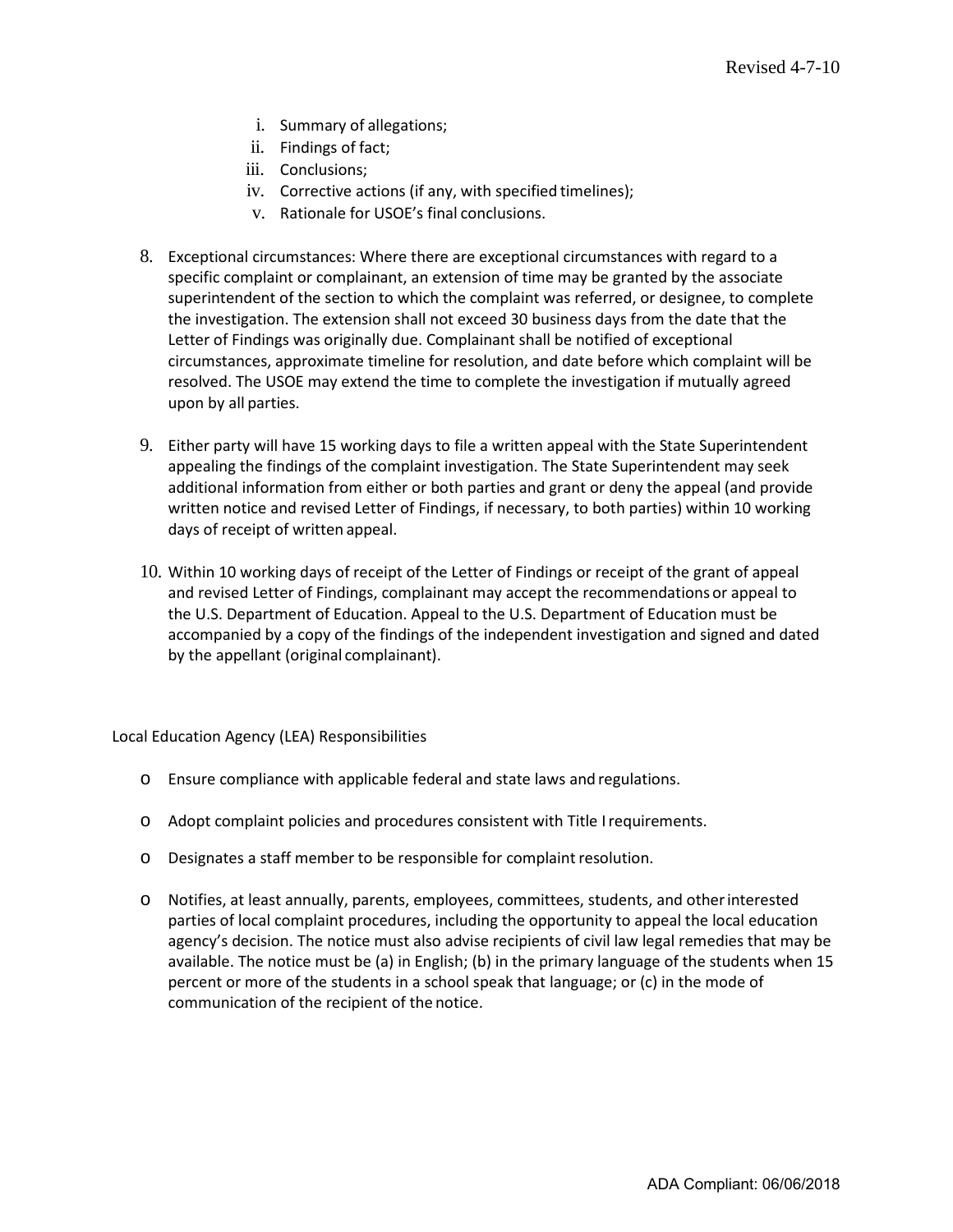i. Summary of allegations;
   ii. Findings of fact;
   iii. Conclusions;
   iv. Corrective actions (if any, with specified timelines);
   v. Rationale for USOE's final conclusions.

8. Exceptional circumstances: Where there are exceptional circumstances with regard to a specific complaint or complainant, an extension of time may be granted by the associate superintendent of the section to which the complaint was referred, or designee, to complete the investigation. The extension shall not exceed 30 business days from the date that the Letter of Findings was originally due. Complainant shall be notified of exceptional circumstances, approximate timeline for resolution, and date before which complaint will be resolved. The USOE may extend the time to complete the investigation if mutually agreed upon by all parties.

9. Either party will have 15 working days to file a written appeal with the State Superintendent appealing the findings of the complaint investigation. The State Superintendent may seek additional information from either or both parties and grant or deny the appeal (and provide written notice and revised Letter of Findings, if necessary, to both parties) within 10 working days of receipt of written appeal.

10. Within 10 working days of receipt of the Letter of Findings or receipt of the grant of appeal and revised Letter of Findings, complainant may accept the recommendations or appeal to the U.S. Department of Education. Appeal to the U.S. Department of Education must be accompanied by a copy of the findings of the independent investigation and signed and dated by the appellant (original complainant).

Local Education Agency (LEA) Responsibilities

- Ensure compliance with applicable federal and state laws and regulations.
- Adopt complaint policies and procedures consistent with Title I requirements.
- Designates a staff member to be responsible for complaint resolution.
- Notifies, at least annually, parents, employees, committees, students, and other interested parties of local complaint procedures, including the opportunity to appeal the local education agency's decision. The notice must also advise recipients of civil law legal remedies that may be available. The notice must be (a) in English; (b) in the primary language of the students when 15 percent or more of the students in a school speak that language; or (c) in the mode of communication of the recipient of the notice.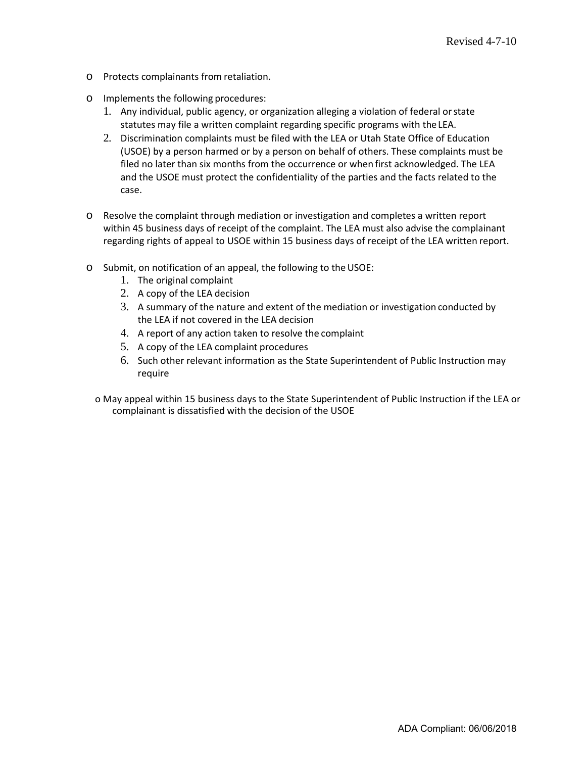- Protects complainants from retaliation.
- Implements the following procedures:
  1. Any individual, public agency, or organization alleging a violation of federal or state statutes may file a written complaint regarding specific programs with the LEA.
  2. Discrimination complaints must be filed with the LEA or Utah State Office of Education (USOE) by a person harmed or by a person on behalf of others. These complaints must be filed no later than six months from the occurrence or when first acknowledged. The LEA and the USOE must protect the confidentiality of the parties and the facts related to the case.
- Resolve the complaint through mediation or investigation and completes a written report within 45 business days of receipt of the complaint. The LEA must also advise the complainant regarding rights of appeal to USOE within 15 business days of receipt of the LEA written report.
- Submit, on notification of an appeal, the following to the USOE:
  1. The original complaint
  2. A copy of the LEA decision
  3. A summary of the nature and extent of the mediation or investigation conducted by the LEA if not covered in the LEA decision
  4. A report of any action taken to resolve the complaint
  5. A copy of the LEA complaint procedures
  6. Such other relevant information as the State Superintendent of Public Instruction may require
- May appeal within 15 business days to the State Superintendent of Public Instruction if the LEA or complainant is dissatisfied with the decision of the USOE